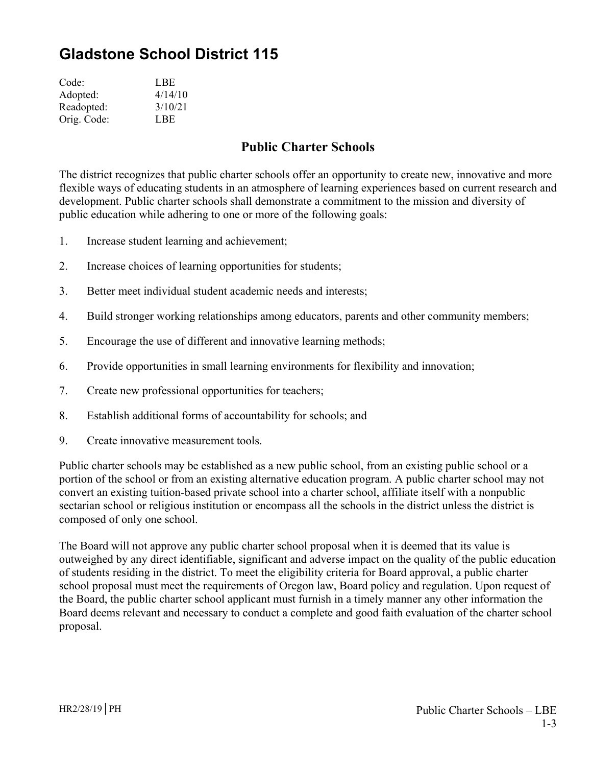# Gladstone School District 115

| | |
|---|---|
| Code: | LBE |
| Adopted: | 4/14/10 |
| Readopted: | 3/10/21 |
| Orig. Code: | LBE |

## Public Charter Schools

The district recognizes that public charter schools offer an opportunity to create new, innovative and more flexible ways of educating students in an atmosphere of learning experiences based on current research and development. Public charter schools shall demonstrate a commitment to the mission and diversity of public education while adhering to one or more of the following goals:

1. Increase student learning and achievement;
2. Increase choices of learning opportunities for students;
3. Better meet individual student academic needs and interests;
4. Build stronger working relationships among educators, parents and other community members;
5. Encourage the use of different and innovative learning methods;
6. Provide opportunities in small learning environments for flexibility and innovation;
7. Create new professional opportunities for teachers;
8. Establish additional forms of accountability for schools; and
9. Create innovative measurement tools.

Public charter schools may be established as a new public school, from an existing public school or a portion of the school or from an existing alternative education program. A public charter school may not convert an existing tuition-based private school into a charter school, affiliate itself with a nonpublic sectarian school or religious institution or encompass all the schools in the district unless the district is composed of only one school.

The Board will not approve any public charter school proposal when it is deemed that its value is outweighed by any direct identifiable, significant and adverse impact on the quality of the public education of students residing in the district. To meet the eligibility criteria for Board approval, a public charter school proposal must meet the requirements of Oregon law, Board policy and regulation. Upon request of the Board, the public charter school applicant must furnish in a timely manner any other information the Board deems relevant and necessary to conduct a complete and good faith evaluation of the charter school proposal.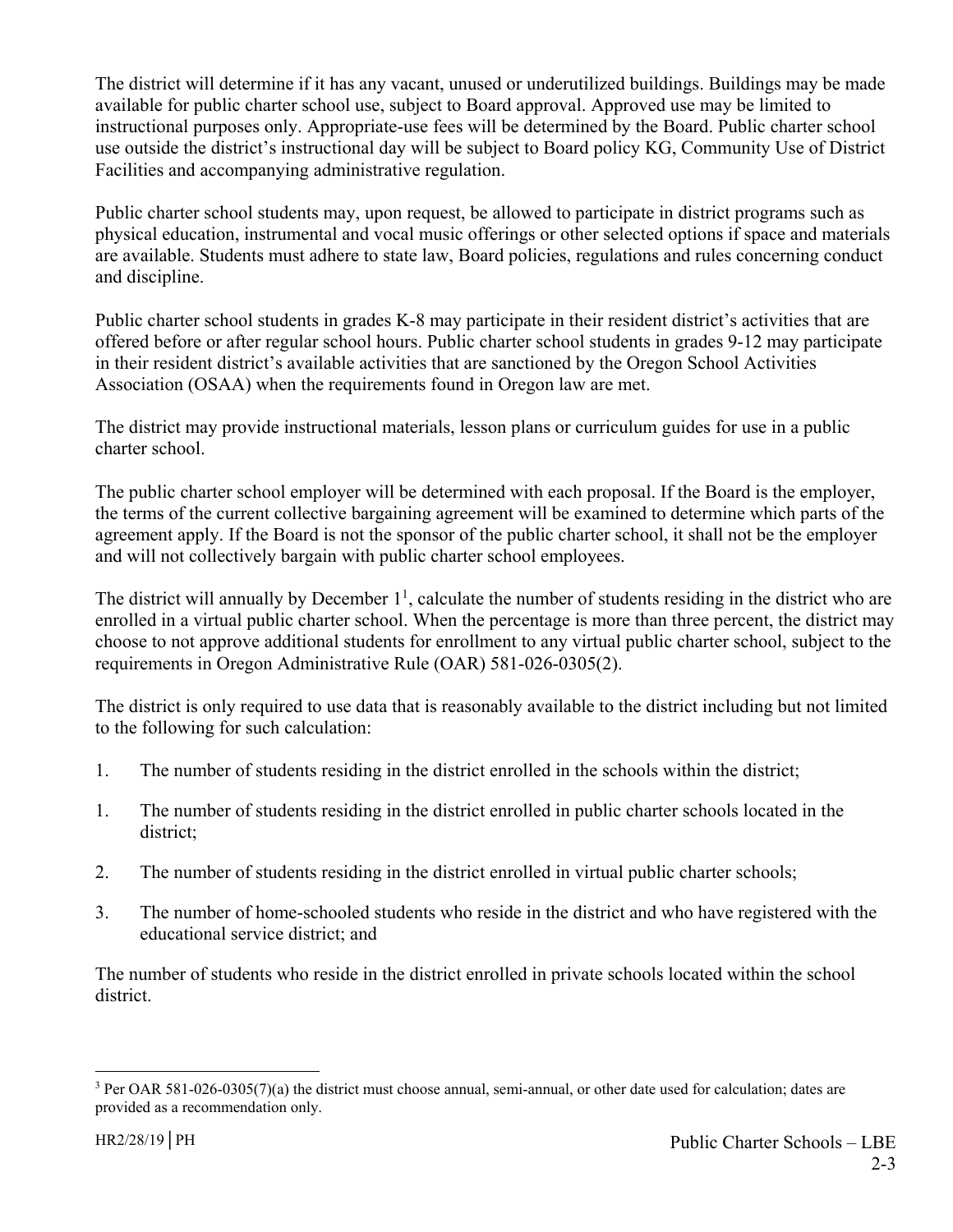The district will determine if it has any vacant, unused or underutilized buildings. Buildings may be made available for public charter school use, subject to Board approval. Approved use may be limited to instructional purposes only. Appropriate-use fees will be determined by the Board. Public charter school use outside the district's instructional day will be subject to Board policy KG, Community Use of District Facilities and accompanying administrative regulation.

Public charter school students may, upon request, be allowed to participate in district programs such as physical education, instrumental and vocal music offerings or other selected options if space and materials are available. Students must adhere to state law, Board policies, regulations and rules concerning conduct and discipline.

Public charter school students in grades K-8 may participate in their resident district's activities that are offered before or after regular school hours. Public charter school students in grades 9-12 may participate in their resident district's available activities that are sanctioned by the Oregon School Activities Association (OSAA) when the requirements found in Oregon law are met.

The district may provide instructional materials, lesson plans or curriculum guides for use in a public charter school.

The public charter school employer will be determined with each proposal. If the Board is the employer, the terms of the current collective bargaining agreement will be examined to determine which parts of the agreement apply. If the Board is not the sponsor of the public charter school, it shall not be the employer and will not collectively bargain with public charter school employees.

The district will annually by December 1[1], calculate the number of students residing in the district who are enrolled in a virtual public charter school. When the percentage is more than three percent, the district may choose to not approve additional students for enrollment to any virtual public charter school, subject to the requirements in Oregon Administrative Rule (OAR) 581-026-0305(2).

The district is only required to use data that is reasonably available to the district including but not limited to the following for such calculation:

1. The number of students residing in the district enrolled in the schools within the district;
1. The number of students residing in the district enrolled in public charter schools located in the district;
2. The number of students residing in the district enrolled in virtual public charter schools;
3. The number of home-schooled students who reside in the district and who have registered with the educational service district; and

The number of students who reside in the district enrolled in private schools located within the school district.

[3] Per OAR 581-026-0305(7)(a) the district must choose annual, semi-annual, or other date used for calculation; dates are provided as a recommendation only.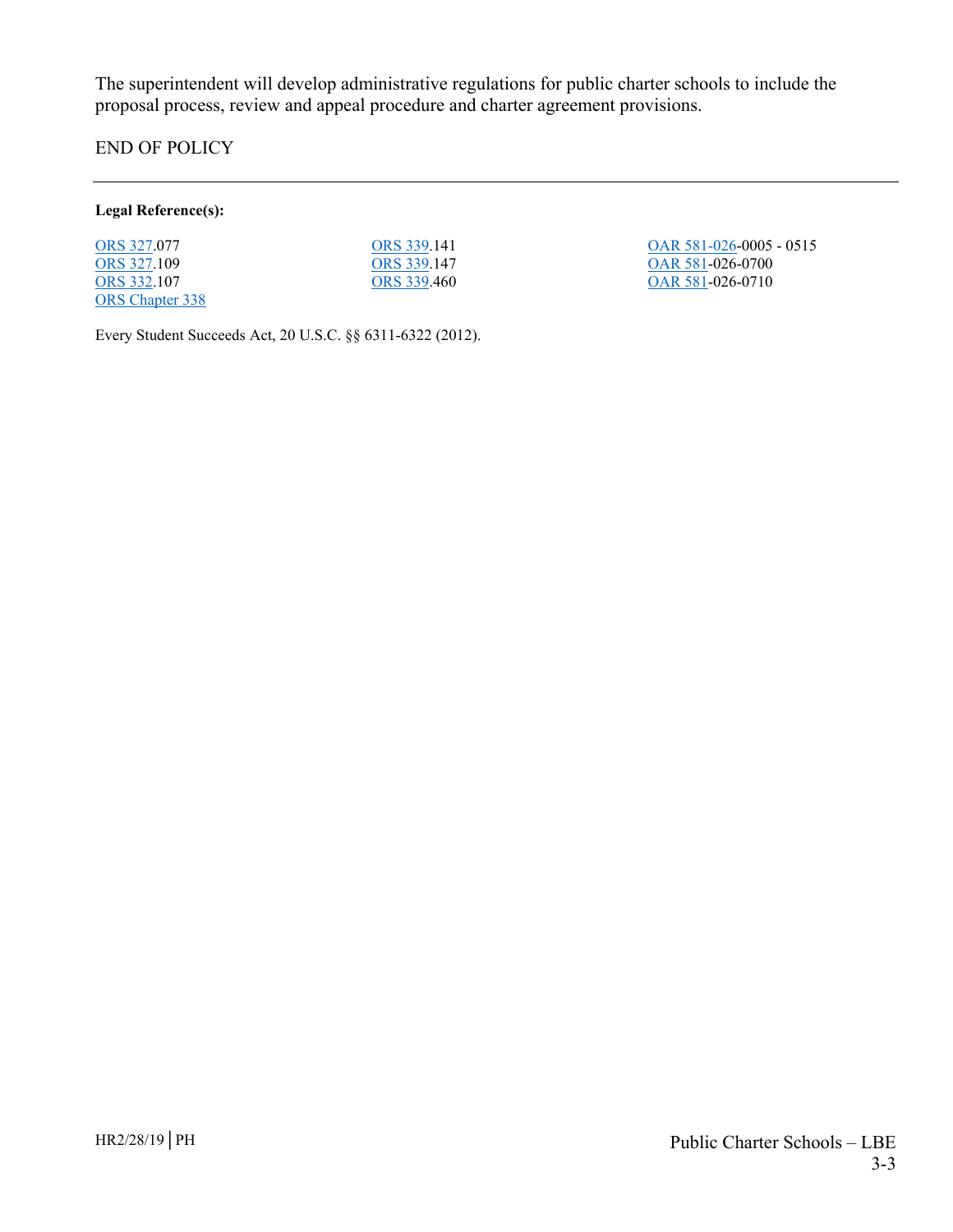The superintendent will develop administrative regulations for public charter schools to include the proposal process, review and appeal procedure and charter agreement provisions.

END OF POLICY

---

**Legal Reference(s):**

ORS 327.077
ORS 327.109
ORS 332.107
ORS Chapter 338
ORS 339.141
ORS 339.147
ORS 339.460
OAR 581-026-0005 - 0515
OAR 581-026-0700
OAR 581-026-0710

Every Student Succeeds Act, 20 U.S.C. §§ 6311-6322 (2012).

HR2/28/19│PH